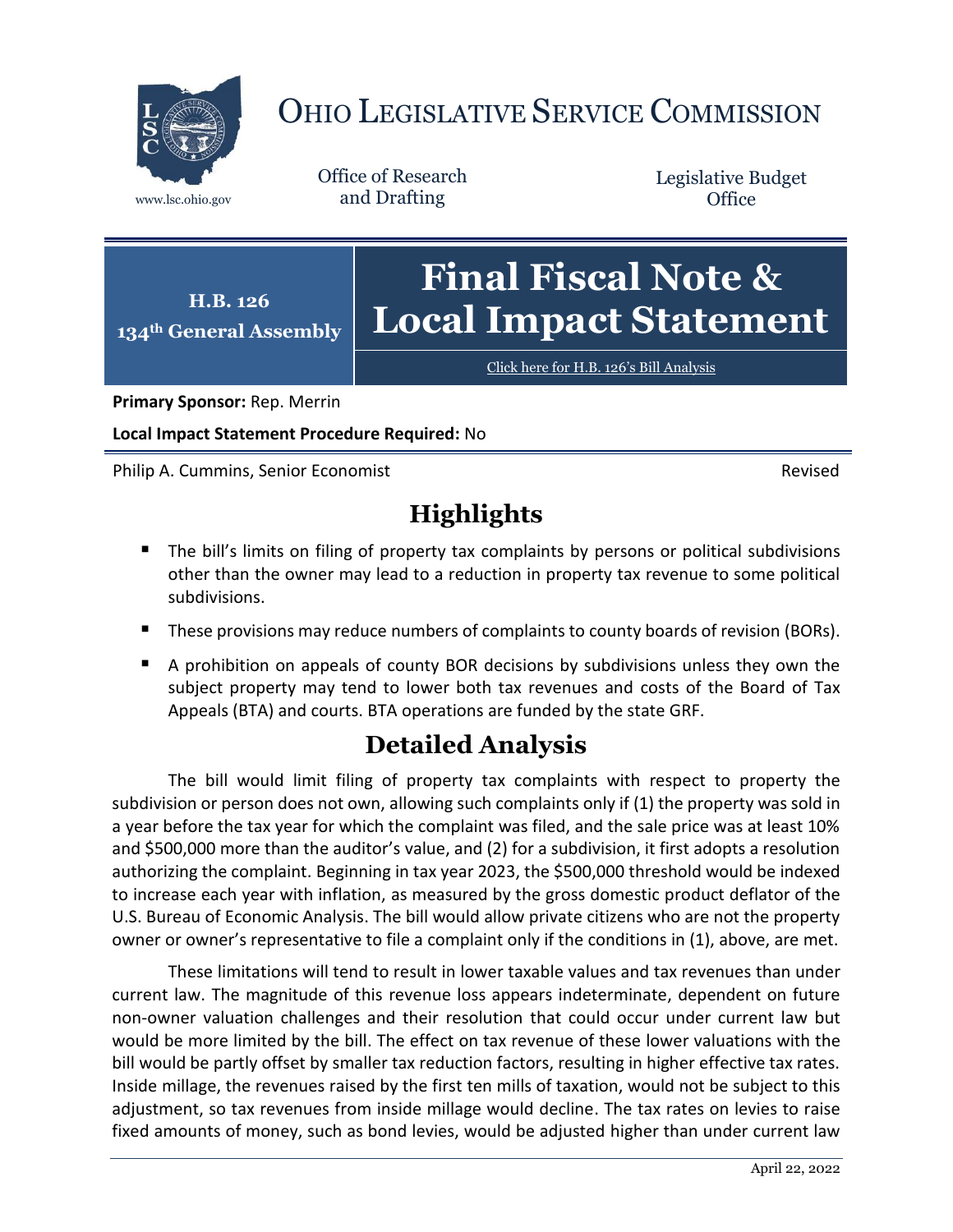# OHIO LEGISLATIVE SERVICE COMMISSION

www.lsc.ohio.gov

Office of Research and Drafting

Legislative Budget Office

**H.B. 126**
**134th General Assembly**

# Final Fiscal Note & Local Impact Statement

Click here for H.B. 126's Bill Analysis

**Primary Sponsor:** Rep. Merrin

**Local Impact Statement Procedure Required:** No

Philip A. Cummins, Senior Economist

Revised

## Highlights

- The bill's limits on filing of property tax complaints by persons or political subdivisions other than the owner may lead to a reduction in property tax revenue to some political subdivisions.
- These provisions may reduce numbers of complaints to county boards of revision (BORs).
- A prohibition on appeals of county BOR decisions by subdivisions unless they own the subject property may tend to lower both tax revenues and costs of the Board of Tax Appeals (BTA) and courts. BTA operations are funded by the state GRF.

## Detailed Analysis

The bill would limit filing of property tax complaints with respect to property the subdivision or person does not own, allowing such complaints only if (1) the property was sold in a year before the tax year for which the complaint was filed, and the sale price was at least 10% and $500,000 more than the auditor's value, and (2) for a subdivision, it first adopts a resolution authorizing the complaint. Beginning in tax year 2023, the $500,000 threshold would be indexed to increase each year with inflation, as measured by the gross domestic product deflator of the U.S. Bureau of Economic Analysis. The bill would allow private citizens who are not the property owner or owner's representative to file a complaint only if the conditions in (1), above, are met.

These limitations will tend to result in lower taxable values and tax revenues than under current law. The magnitude of this revenue loss appears indeterminate, dependent on future non-owner valuation challenges and their resolution that could occur under current law but would be more limited by the bill. The effect on tax revenue of these lower valuations with the bill would be partly offset by smaller tax reduction factors, resulting in higher effective tax rates. Inside millage, the revenues raised by the first ten mills of taxation, would not be subject to this adjustment, so tax revenues from inside millage would decline. The tax rates on levies to raise fixed amounts of money, such as bond levies, would be adjusted higher than under current law

April 22, 2022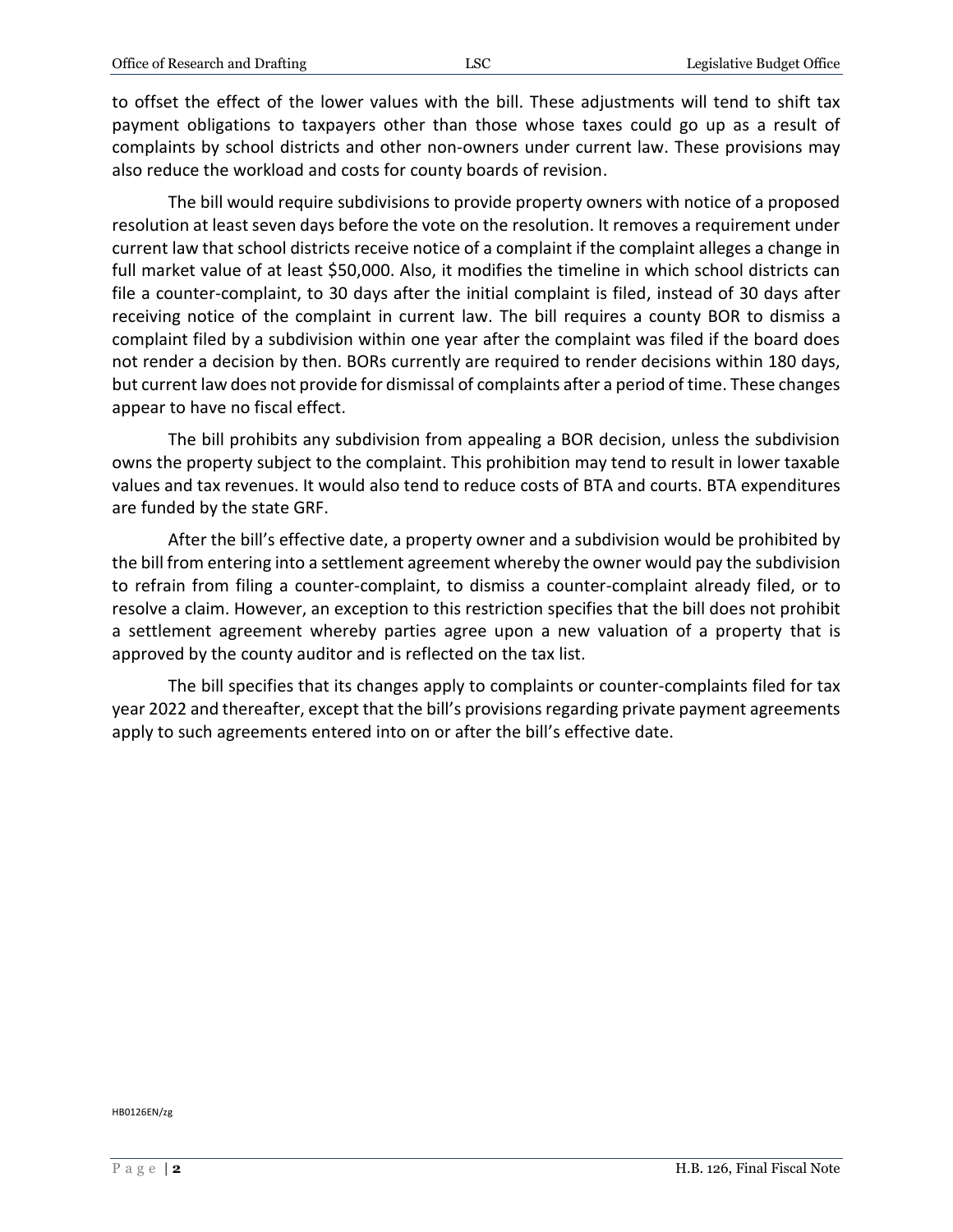to offset the effect of the lower values with the bill. These adjustments will tend to shift tax payment obligations to taxpayers other than those whose taxes could go up as a result of complaints by school districts and other non-owners under current law. These provisions may also reduce the workload and costs for county boards of revision.

The bill would require subdivisions to provide property owners with notice of a proposed resolution at least seven days before the vote on the resolution. It removes a requirement under current law that school districts receive notice of a complaint if the complaint alleges a change in full market value of at least $50,000. Also, it modifies the timeline in which school districts can file a counter-complaint, to 30 days after the initial complaint is filed, instead of 30 days after receiving notice of the complaint in current law. The bill requires a county BOR to dismiss a complaint filed by a subdivision within one year after the complaint was filed if the board does not render a decision by then. BORs currently are required to render decisions within 180 days, but current law does not provide for dismissal of complaints after a period of time. These changes appear to have no fiscal effect.

The bill prohibits any subdivision from appealing a BOR decision, unless the subdivision owns the property subject to the complaint. This prohibition may tend to result in lower taxable values and tax revenues. It would also tend to reduce costs of BTA and courts. BTA expenditures are funded by the state GRF.

After the bill's effective date, a property owner and a subdivision would be prohibited by the bill from entering into a settlement agreement whereby the owner would pay the subdivision to refrain from filing a counter-complaint, to dismiss a counter-complaint already filed, or to resolve a claim. However, an exception to this restriction specifies that the bill does not prohibit a settlement agreement whereby parties agree upon a new valuation of a property that is approved by the county auditor and is reflected on the tax list.

The bill specifies that its changes apply to complaints or counter-complaints filed for tax year 2022 and thereafter, except that the bill's provisions regarding private payment agreements apply to such agreements entered into on or after the bill's effective date.

HB0126EN/zg